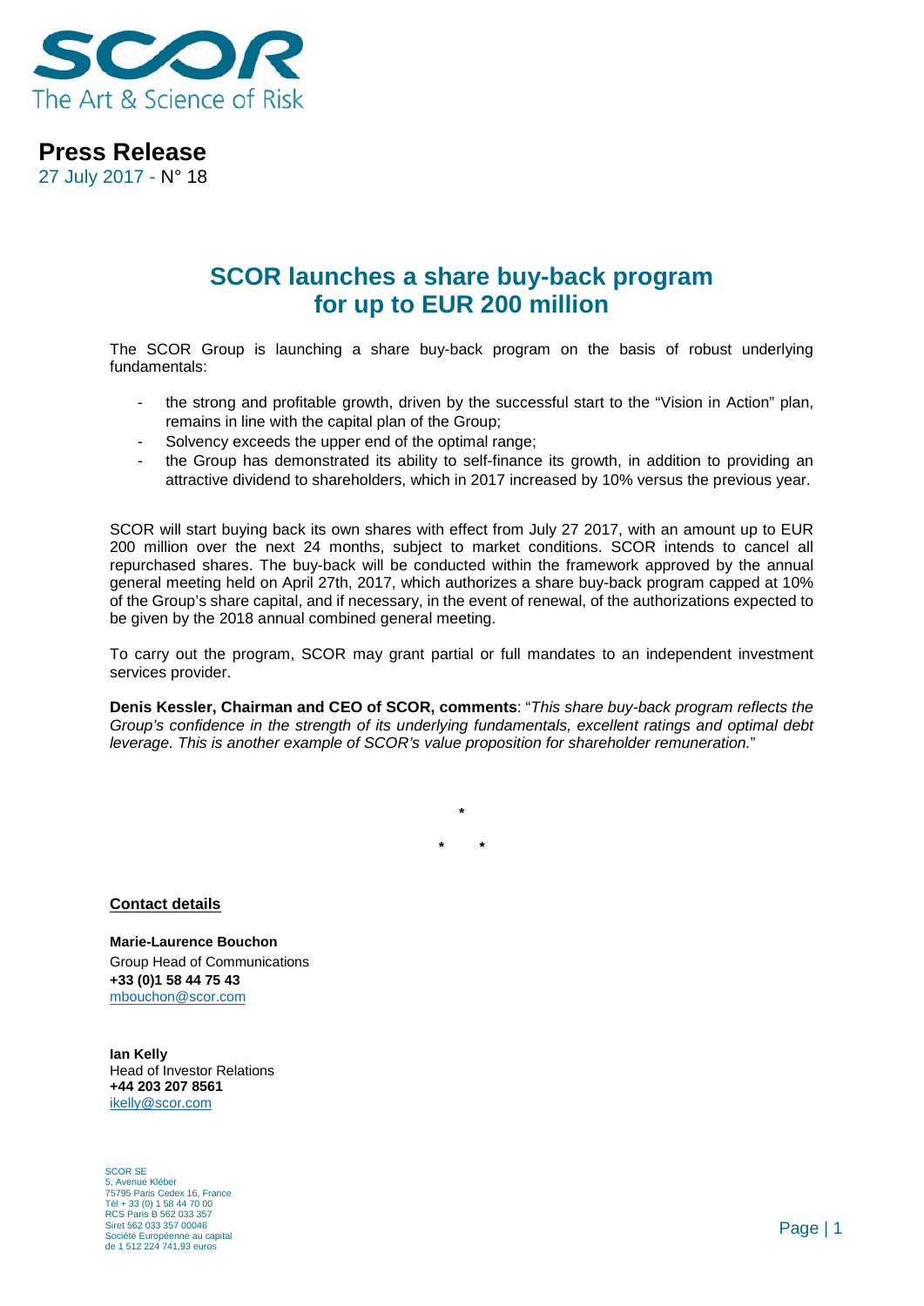**Press Release**

27 July 2017 - N° 18

# SCOR launches a share buy-back program for up to EUR 200 million

The SCOR Group is launching a share buy-back program on the basis of robust underlying fundamentals:

- the strong and profitable growth, driven by the successful start to the "Vision in Action" plan, remains in line with the capital plan of the Group;
- Solvency exceeds the upper end of the optimal range;
- the Group has demonstrated its ability to self-finance its growth, in addition to providing an attractive dividend to shareholders, which in 2017 increased by 10% versus the previous year.

SCOR will start buying back its own shares with effect from July 27 2017, with an amount up to EUR 200 million over the next 24 months, subject to market conditions. SCOR intends to cancel all repurchased shares. The buy-back will be conducted within the framework approved by the annual general meeting held on April 27th, 2017, which authorizes a share buy-back program capped at 10% of the Group's share capital, and if necessary, in the event of renewal, of the authorizations expected to be given by the 2018 annual combined general meeting.

To carry out the program, SCOR may grant partial or full mandates to an independent investment services provider.

**Denis Kessler, Chairman and CEO of SCOR, comments**: "*This share buy-back program reflects the Group's confidence in the strength of its underlying fundamentals, excellent ratings and optimal debt leverage. This is another example of SCOR's value proposition for shareholder remuneration.*"

*

\*   *

**Contact details**

**Marie-Laurence Bouchon**
Group Head of Communications
**+33 (0)1 58 44 75 43**
mbouchon@scor.com

**Ian Kelly**
Head of Investor Relations
**+44 203 207 8561**
ikelly@scor.com

SCOR SE
5, Avenue Kléber
75795 Paris Cedex 16, France
Tél + 33 (0) 1 58 44 70 00
RCS Paris B 562 033 357
Siret 562 033 357 00046
Société Européenne au capital
de 1 512 224 741,93 euros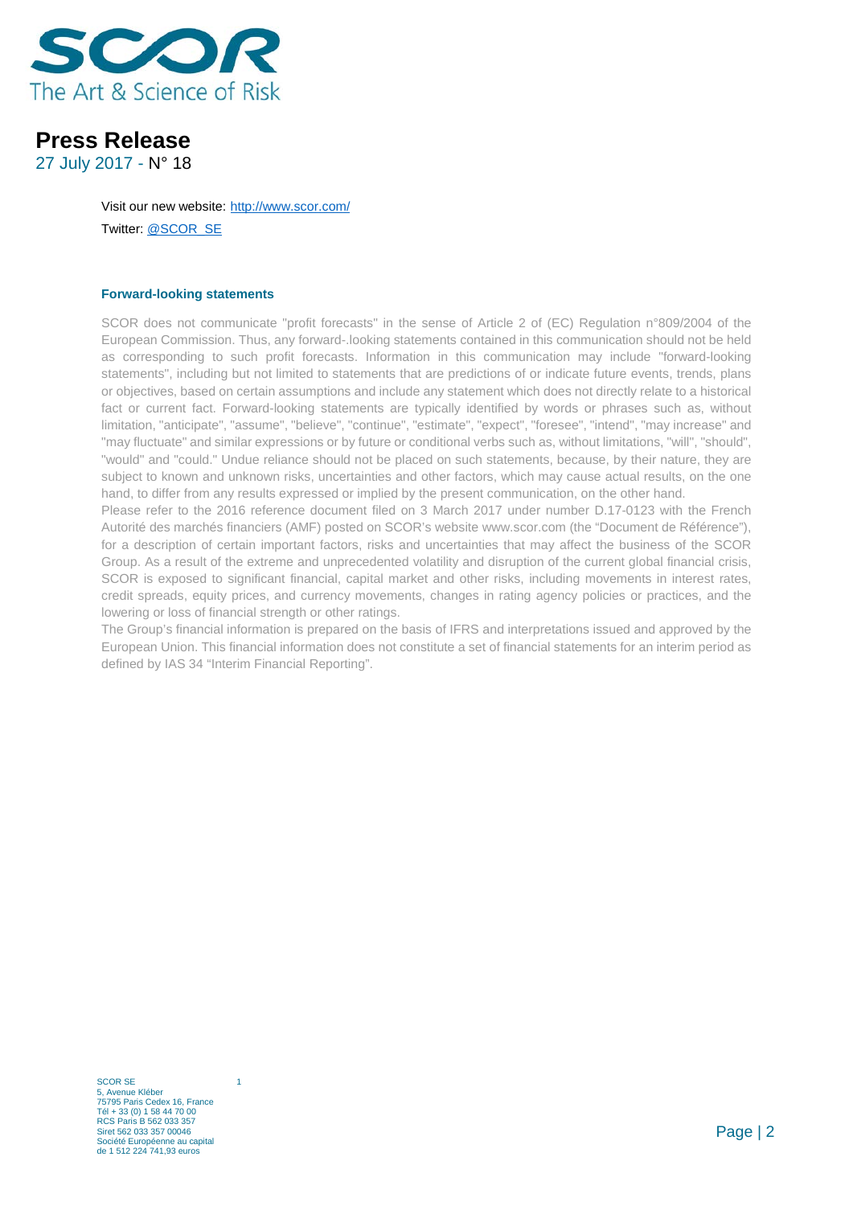# Press Release

27 July 2017 - N° 18

Visit our new website: http://www.scor.com/

Twitter: @SCOR_SE

**Forward-looking statements**

SCOR does not communicate "profit forecasts" in the sense of Article 2 of (EC) Regulation n°809/2004 of the European Commission. Thus, any forward-.looking statements contained in this communication should not be held as corresponding to such profit forecasts. Information in this communication may include "forward-looking statements", including but not limited to statements that are predictions of or indicate future events, trends, plans or objectives, based on certain assumptions and include any statement which does not directly relate to a historical fact or current fact. Forward-looking statements are typically identified by words or phrases such as, without limitation, "anticipate", "assume", "believe", "continue", "estimate", "expect", "foresee", "intend", "may increase" and "may fluctuate" and similar expressions or by future or conditional verbs such as, without limitations, "will", "should", "would" and "could." Undue reliance should not be placed on such statements, because, by their nature, they are subject to known and unknown risks, uncertainties and other factors, which may cause actual results, on the one hand, to differ from any results expressed or implied by the present communication, on the other hand.

Please refer to the 2016 reference document filed on 3 March 2017 under number D.17-0123 with the French Autorité des marchés financiers (AMF) posted on SCOR's website www.scor.com (the "Document de Référence"), for a description of certain important factors, risks and uncertainties that may affect the business of the SCOR Group. As a result of the extreme and unprecedented volatility and disruption of the current global financial crisis, SCOR is exposed to significant financial, capital market and other risks, including movements in interest rates, credit spreads, equity prices, and currency movements, changes in rating agency policies or practices, and the lowering or loss of financial strength or other ratings.

The Group's financial information is prepared on the basis of IFRS and interpretations issued and approved by the European Union. This financial information does not constitute a set of financial statements for an interim period as defined by IAS 34 "Interim Financial Reporting".

SCOR SE
5, Avenue Kléber
75795 Paris Cedex 16, France
Tél + 33 (0) 1 58 44 70 00
RCS Paris B 562 033 357
Siret 562 033 357 00046
Société Européenne au capital
de 1 512 224 741,93 euros